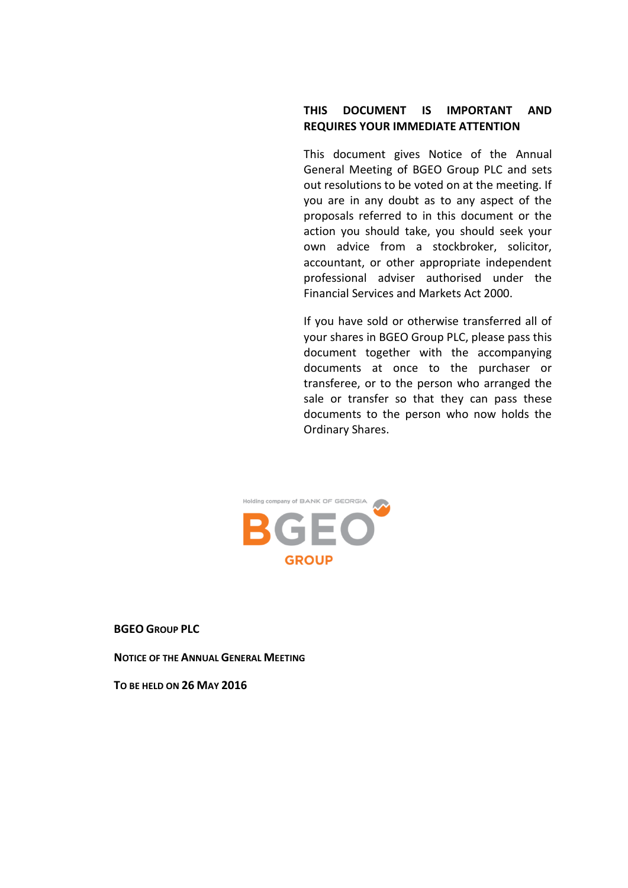**THIS DOCUMENT IS IMPORTANT AND REQUIRES YOUR IMMEDIATE ATTENTION**

This document gives Notice of the Annual General Meeting of BGEO Group PLC and sets out resolutions to be voted on at the meeting. If you are in any doubt as to any aspect of the proposals referred to in this document or the action you should take, you should seek your own advice from a stockbroker, solicitor, accountant, or other appropriate independent professional adviser authorised under the Financial Services and Markets Act 2000.

If you have sold or otherwise transferred all of your shares in BGEO Group PLC, please pass this document together with the accompanying documents at once to the purchaser or transferee, or to the person who arranged the sale or transfer so that they can pass these documents to the person who now holds the Ordinary Shares.

Holding company of BANK OF GEORGIA

BGEO

GROUP

**BGEO GROUP PLC**

**NOTICE OF THE ANNUAL GENERAL MEETING**

**TO BE HELD ON 26 MAY 2016**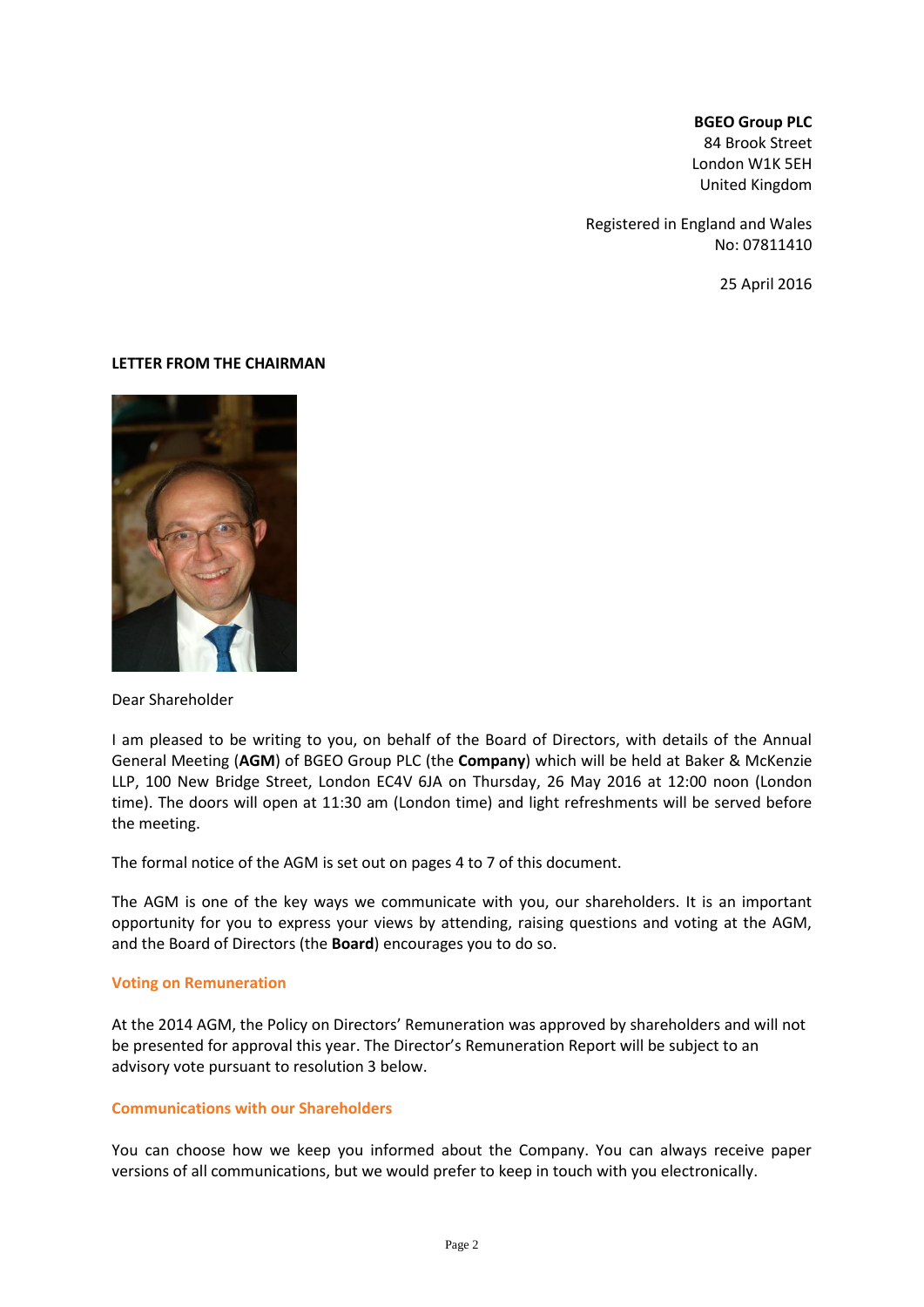**BGEO Group PLC**
84 Brook Street
London W1K 5EH
United Kingdom

Registered in England and Wales
No: 07811410

25 April 2016

**LETTER FROM THE CHAIRMAN**

Dear Shareholder

I am pleased to be writing to you, on behalf of the Board of Directors, with details of the Annual General Meeting (**AGM**) of BGEO Group PLC (the **Company**) which will be held at Baker & McKenzie LLP, 100 New Bridge Street, London EC4V 6JA on Thursday, 26 May 2016 at 12:00 noon (London time). The doors will open at 11:30 am (London time) and light refreshments will be served before the meeting.

The formal notice of the AGM is set out on pages 4 to 7 of this document.

The AGM is one of the key ways we communicate with you, our shareholders. It is an important opportunity for you to express your views by attending, raising questions and voting at the AGM, and the Board of Directors (the **Board**) encourages you to do so.

## Voting on Remuneration

At the 2014 AGM, the Policy on Directors' Remuneration was approved by shareholders and will not be presented for approval this year. The Director's Remuneration Report will be subject to an advisory vote pursuant to resolution 3 below.

## Communications with our Shareholders

You can choose how we keep you informed about the Company. You can always receive paper versions of all communications, but we would prefer to keep in touch with you electronically.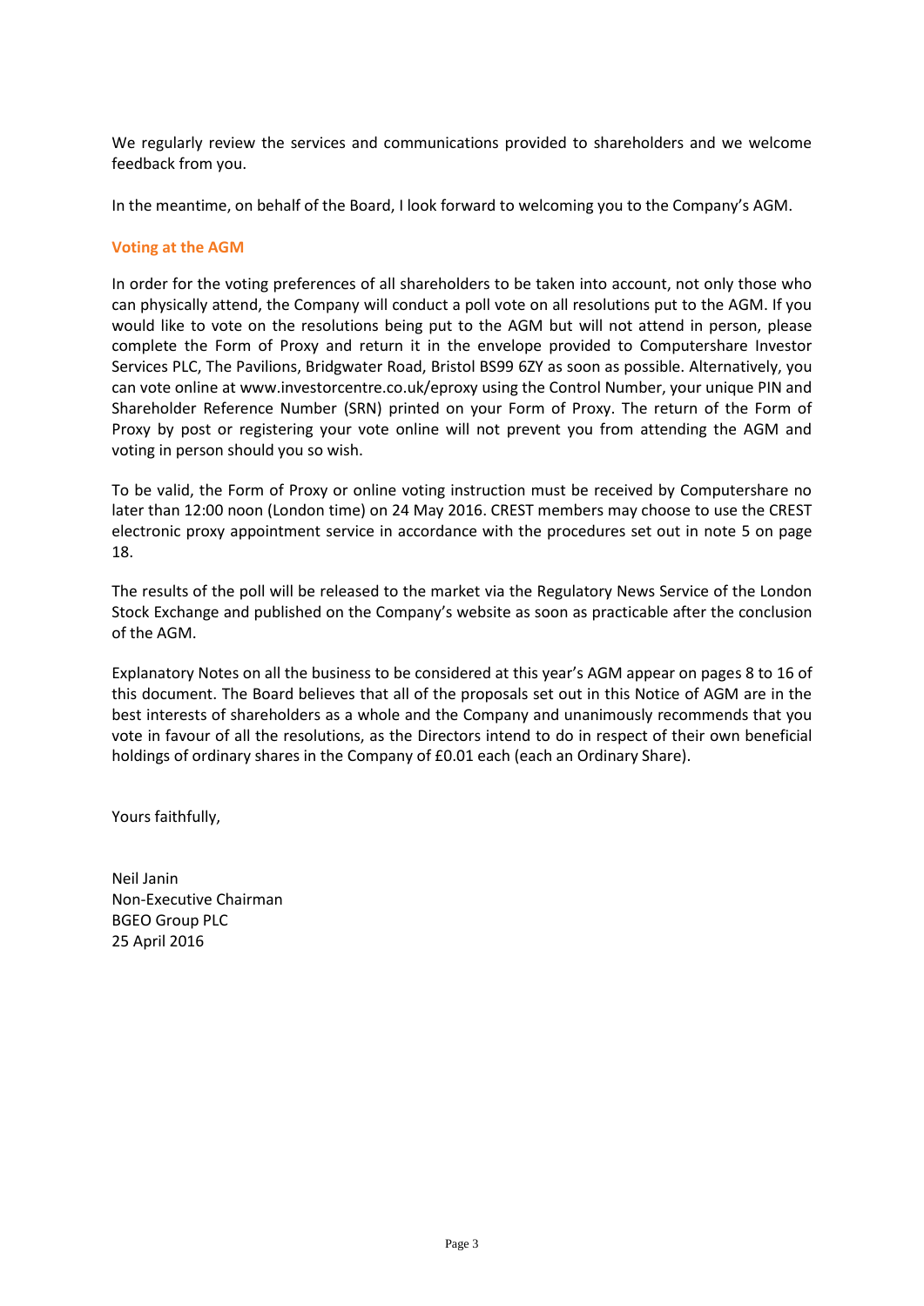We regularly review the services and communications provided to shareholders and we welcome feedback from you.

In the meantime, on behalf of the Board, I look forward to welcoming you to the Company's AGM.

## Voting at the AGM

In order for the voting preferences of all shareholders to be taken into account, not only those who can physically attend, the Company will conduct a poll vote on all resolutions put to the AGM. If you would like to vote on the resolutions being put to the AGM but will not attend in person, please complete the Form of Proxy and return it in the envelope provided to Computershare Investor Services PLC, The Pavilions, Bridgwater Road, Bristol BS99 6ZY as soon as possible. Alternatively, you can vote online at www.investorcentre.co.uk/eproxy using the Control Number, your unique PIN and Shareholder Reference Number (SRN) printed on your Form of Proxy. The return of the Form of Proxy by post or registering your vote online will not prevent you from attending the AGM and voting in person should you so wish.

To be valid, the Form of Proxy or online voting instruction must be received by Computershare no later than 12:00 noon (London time) on 24 May 2016. CREST members may choose to use the CREST electronic proxy appointment service in accordance with the procedures set out in note 5 on page 18.

The results of the poll will be released to the market via the Regulatory News Service of the London Stock Exchange and published on the Company's website as soon as practicable after the conclusion of the AGM.

Explanatory Notes on all the business to be considered at this year's AGM appear on pages 8 to 16 of this document. The Board believes that all of the proposals set out in this Notice of AGM are in the best interests of shareholders as a whole and the Company and unanimously recommends that you vote in favour of all the resolutions, as the Directors intend to do in respect of their own beneficial holdings of ordinary shares in the Company of £0.01 each (each an Ordinary Share).

Yours faithfully,

Neil Janin
Non-Executive Chairman
BGEO Group PLC
25 April 2016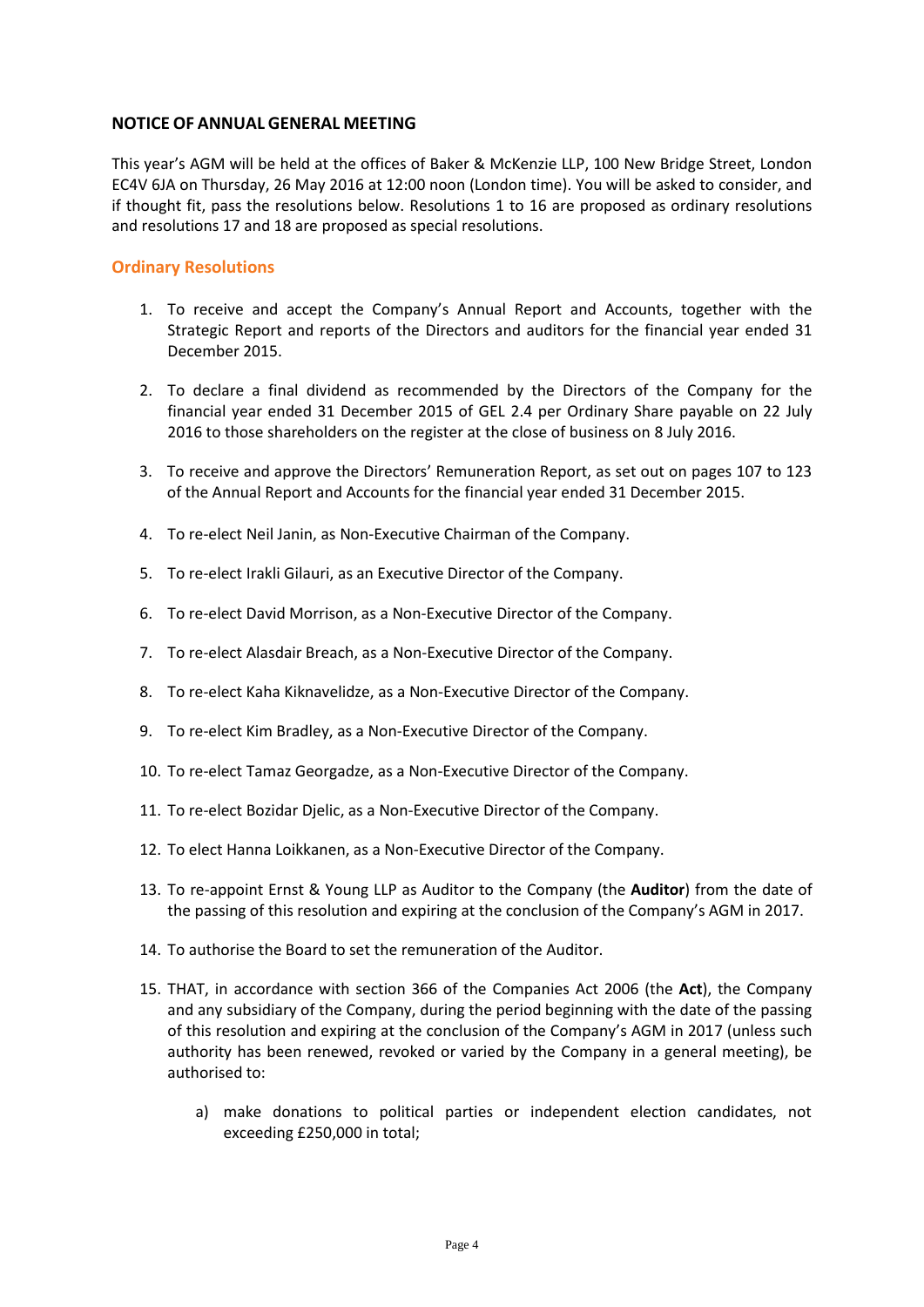## NOTICE OF ANNUAL GENERAL MEETING

This year's AGM will be held at the offices of Baker & McKenzie LLP, 100 New Bridge Street, London EC4V 6JA on Thursday, 26 May 2016 at 12:00 noon (London time). You will be asked to consider, and if thought fit, pass the resolutions below. Resolutions 1 to 16 are proposed as ordinary resolutions and resolutions 17 and 18 are proposed as special resolutions.

### Ordinary Resolutions

1. To receive and accept the Company's Annual Report and Accounts, together with the Strategic Report and reports of the Directors and auditors for the financial year ended 31 December 2015.

2. To declare a final dividend as recommended by the Directors of the Company for the financial year ended 31 December 2015 of GEL 2.4 per Ordinary Share payable on 22 July 2016 to those shareholders on the register at the close of business on 8 July 2016.

3. To receive and approve the Directors' Remuneration Report, as set out on pages 107 to 123 of the Annual Report and Accounts for the financial year ended 31 December 2015.

4. To re-elect Neil Janin, as Non-Executive Chairman of the Company.

5. To re-elect Irakli Gilauri, as an Executive Director of the Company.

6. To re-elect David Morrison, as a Non-Executive Director of the Company.

7. To re-elect Alasdair Breach, as a Non-Executive Director of the Company.

8. To re-elect Kaha Kiknavelidze, as a Non-Executive Director of the Company.

9. To re-elect Kim Bradley, as a Non-Executive Director of the Company.

10. To re-elect Tamaz Georgadze, as a Non-Executive Director of the Company.

11. To re-elect Bozidar Djelic, as a Non-Executive Director of the Company.

12. To elect Hanna Loikkanen, as a Non-Executive Director of the Company.

13. To re-appoint Ernst & Young LLP as Auditor to the Company (the **Auditor**) from the date of the passing of this resolution and expiring at the conclusion of the Company's AGM in 2017.

14. To authorise the Board to set the remuneration of the Auditor.

15. THAT, in accordance with section 366 of the Companies Act 2006 (the **Act**), the Company and any subsidiary of the Company, during the period beginning with the date of the passing of this resolution and expiring at the conclusion of the Company's AGM in 2017 (unless such authority has been renewed, revoked or varied by the Company in a general meeting), be authorised to:

    a) make donations to political parties or independent election candidates, not exceeding £250,000 in total;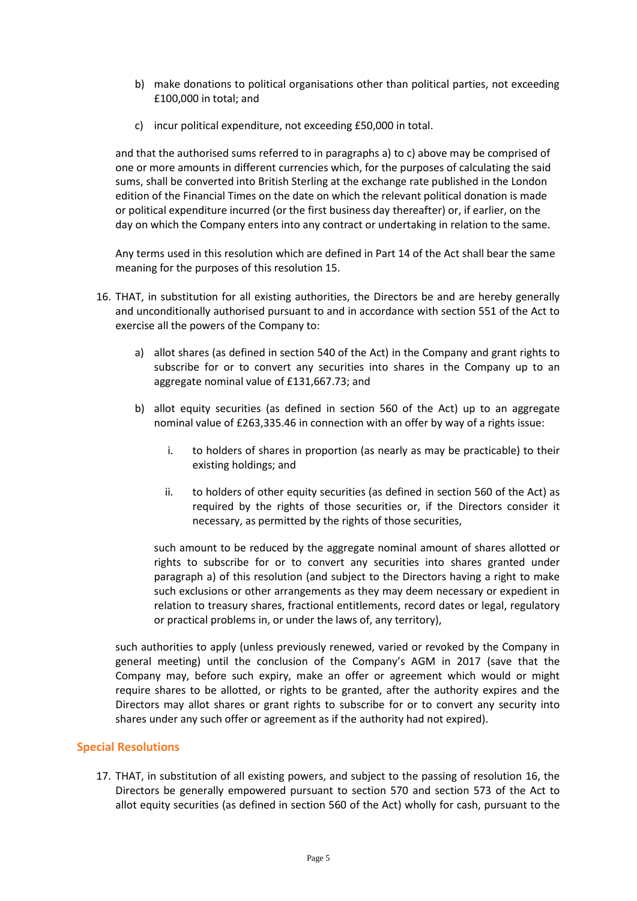b) make donations to political organisations other than political parties, not exceeding £100,000 in total; and

c) incur political expenditure, not exceeding £50,000 in total.

and that the authorised sums referred to in paragraphs a) to c) above may be comprised of one or more amounts in different currencies which, for the purposes of calculating the said sums, shall be converted into British Sterling at the exchange rate published in the London edition of the Financial Times on the date on which the relevant political donation is made or political expenditure incurred (or the first business day thereafter) or, if earlier, on the day on which the Company enters into any contract or undertaking in relation to the same.

Any terms used in this resolution which are defined in Part 14 of the Act shall bear the same meaning for the purposes of this resolution 15.

16. THAT, in substitution for all existing authorities, the Directors be and are hereby generally and unconditionally authorised pursuant to and in accordance with section 551 of the Act to exercise all the powers of the Company to:

    a) allot shares (as defined in section 540 of the Act) in the Company and grant rights to subscribe for or to convert any securities into shares in the Company up to an aggregate nominal value of £131,667.73; and

    b) allot equity securities (as defined in section 560 of the Act) up to an aggregate nominal value of £263,335.46 in connection with an offer by way of a rights issue:

        i. to holders of shares in proportion (as nearly as may be practicable) to their existing holdings; and

        ii. to holders of other equity securities (as defined in section 560 of the Act) as required by the rights of those securities or, if the Directors consider it necessary, as permitted by the rights of those securities,

    such amount to be reduced by the aggregate nominal amount of shares allotted or rights to subscribe for or to convert any securities into shares granted under paragraph a) of this resolution (and subject to the Directors having a right to make such exclusions or other arrangements as they may deem necessary or expedient in relation to treasury shares, fractional entitlements, record dates or legal, regulatory or practical problems in, or under the laws of, any territory),

    such authorities to apply (unless previously renewed, varied or revoked by the Company in general meeting) until the conclusion of the Company's AGM in 2017 (save that the Company may, before such expiry, make an offer or agreement which would or might require shares to be allotted, or rights to be granted, after the authority expires and the Directors may allot shares or grant rights to subscribe for or to convert any security into shares under any such offer or agreement as if the authority had not expired).

## Special Resolutions

17. THAT, in substitution of all existing powers, and subject to the passing of resolution 16, the Directors be generally empowered pursuant to section 570 and section 573 of the Act to allot equity securities (as defined in section 560 of the Act) wholly for cash, pursuant to the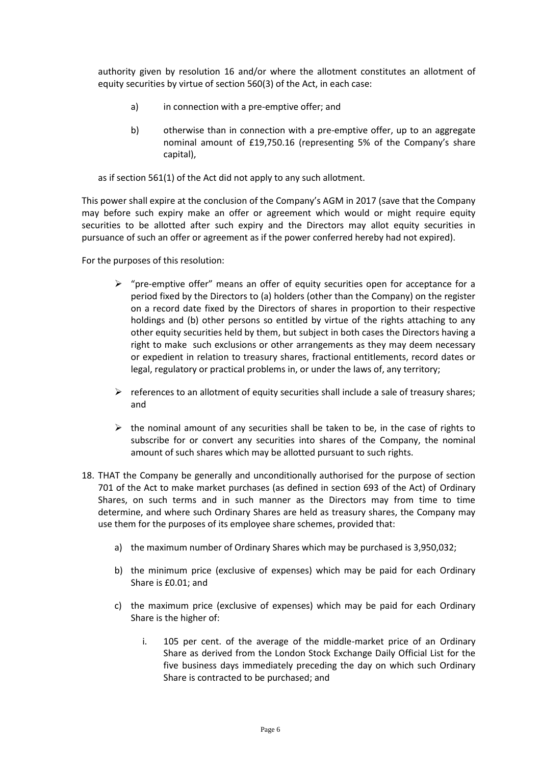authority given by resolution 16 and/or where the allotment constitutes an allotment of equity securities by virtue of section 560(3) of the Act, in each case:

a) in connection with a pre-emptive offer; and

b) otherwise than in connection with a pre-emptive offer, up to an aggregate nominal amount of £19,750.16 (representing 5% of the Company's share capital),

as if section 561(1) of the Act did not apply to any such allotment.

This power shall expire at the conclusion of the Company's AGM in 2017 (save that the Company may before such expiry make an offer or agreement which would or might require equity securities to be allotted after such expiry and the Directors may allot equity securities in pursuance of such an offer or agreement as if the power conferred hereby had not expired).

For the purposes of this resolution:

- "pre-emptive offer" means an offer of equity securities open for acceptance for a period fixed by the Directors to (a) holders (other than the Company) on the register on a record date fixed by the Directors of shares in proportion to their respective holdings and (b) other persons so entitled by virtue of the rights attaching to any other equity securities held by them, but subject in both cases the Directors having a right to make such exclusions or other arrangements as they may deem necessary or expedient in relation to treasury shares, fractional entitlements, record dates or legal, regulatory or practical problems in, or under the laws of, any territory;
- references to an allotment of equity securities shall include a sale of treasury shares; and
- the nominal amount of any securities shall be taken to be, in the case of rights to subscribe for or convert any securities into shares of the Company, the nominal amount of such shares which may be allotted pursuant to such rights.

18. THAT the Company be generally and unconditionally authorised for the purpose of section 701 of the Act to make market purchases (as defined in section 693 of the Act) of Ordinary Shares, on such terms and in such manner as the Directors may from time to time determine, and where such Ordinary Shares are held as treasury shares, the Company may use them for the purposes of its employee share schemes, provided that:

    a) the maximum number of Ordinary Shares which may be purchased is 3,950,032;

    b) the minimum price (exclusive of expenses) which may be paid for each Ordinary Share is £0.01; and

    c) the maximum price (exclusive of expenses) which may be paid for each Ordinary Share is the higher of:

        i. 105 per cent. of the average of the middle-market price of an Ordinary Share as derived from the London Stock Exchange Daily Official List for the five business days immediately preceding the day on which such Ordinary Share is contracted to be purchased; and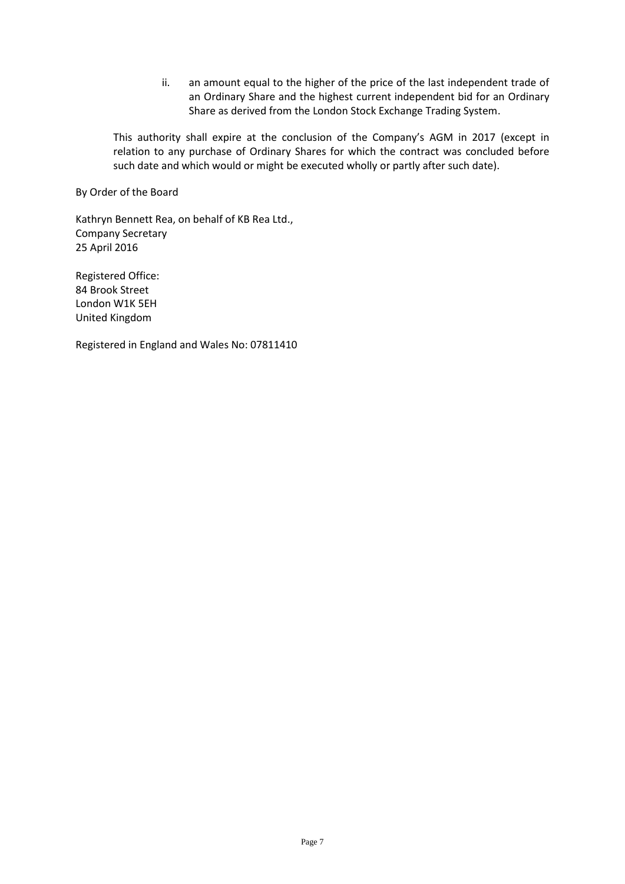ii. an amount equal to the higher of the price of the last independent trade of an Ordinary Share and the highest current independent bid for an Ordinary Share as derived from the London Stock Exchange Trading System.

This authority shall expire at the conclusion of the Company's AGM in 2017 (except in relation to any purchase of Ordinary Shares for which the contract was concluded before such date and which would or might be executed wholly or partly after such date).

By Order of the Board

Kathryn Bennett Rea, on behalf of KB Rea Ltd.,
Company Secretary
25 April 2016

Registered Office:
84 Brook Street
London W1K 5EH
United Kingdom

Registered in England and Wales No: 07811410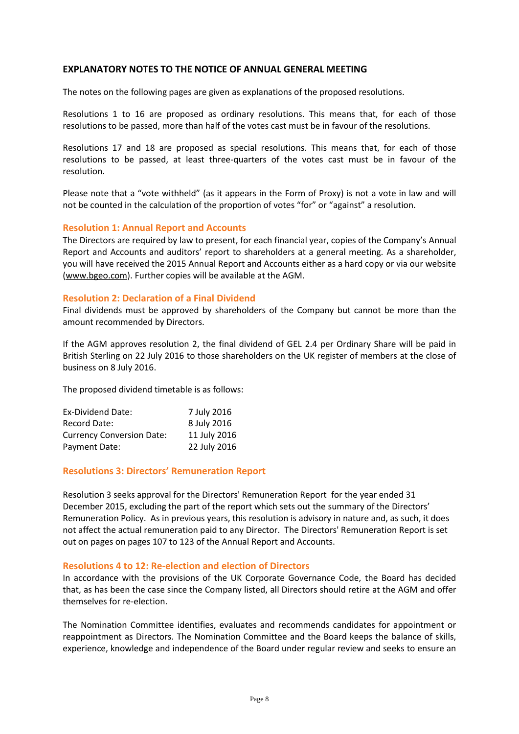## EXPLANATORY NOTES TO THE NOTICE OF ANNUAL GENERAL MEETING

The notes on the following pages are given as explanations of the proposed resolutions.

Resolutions 1 to 16 are proposed as ordinary resolutions. This means that, for each of those resolutions to be passed, more than half of the votes cast must be in favour of the resolutions.

Resolutions 17 and 18 are proposed as special resolutions. This means that, for each of those resolutions to be passed, at least three-quarters of the votes cast must be in favour of the resolution.

Please note that a "vote withheld" (as it appears in the Form of Proxy) is not a vote in law and will not be counted in the calculation of the proportion of votes "for" or "against" a resolution.

### Resolution 1: Annual Report and Accounts

The Directors are required by law to present, for each financial year, copies of the Company's Annual Report and Accounts and auditors' report to shareholders at a general meeting. As a shareholder, you will have received the 2015 Annual Report and Accounts either as a hard copy or via our website (www.bgeo.com). Further copies will be available at the AGM.

### Resolution 2: Declaration of a Final Dividend

Final dividends must be approved by shareholders of the Company but cannot be more than the amount recommended by Directors.

If the AGM approves resolution 2, the final dividend of GEL 2.4 per Ordinary Share will be paid in British Sterling on 22 July 2016 to those shareholders on the UK register of members at the close of business on 8 July 2016.

The proposed dividend timetable is as follows:

| | |
|---|---|
| Ex-Dividend Date: | 7 July 2016 |
| Record Date: | 8 July 2016 |
| Currency Conversion Date: | 11 July 2016 |
| Payment Date: | 22 July 2016 |

### Resolutions 3: Directors' Remuneration Report

Resolution 3 seeks approval for the Directors' Remuneration Report for the year ended 31 December 2015, excluding the part of the report which sets out the summary of the Directors' Remuneration Policy. As in previous years, this resolution is advisory in nature and, as such, it does not affect the actual remuneration paid to any Director. The Directors' Remuneration Report is set out on pages on pages 107 to 123 of the Annual Report and Accounts.

### Resolutions 4 to 12: Re-election and election of Directors

In accordance with the provisions of the UK Corporate Governance Code, the Board has decided that, as has been the case since the Company listed, all Directors should retire at the AGM and offer themselves for re-election.

The Nomination Committee identifies, evaluates and recommends candidates for appointment or reappointment as Directors. The Nomination Committee and the Board keeps the balance of skills, experience, knowledge and independence of the Board under regular review and seeks to ensure an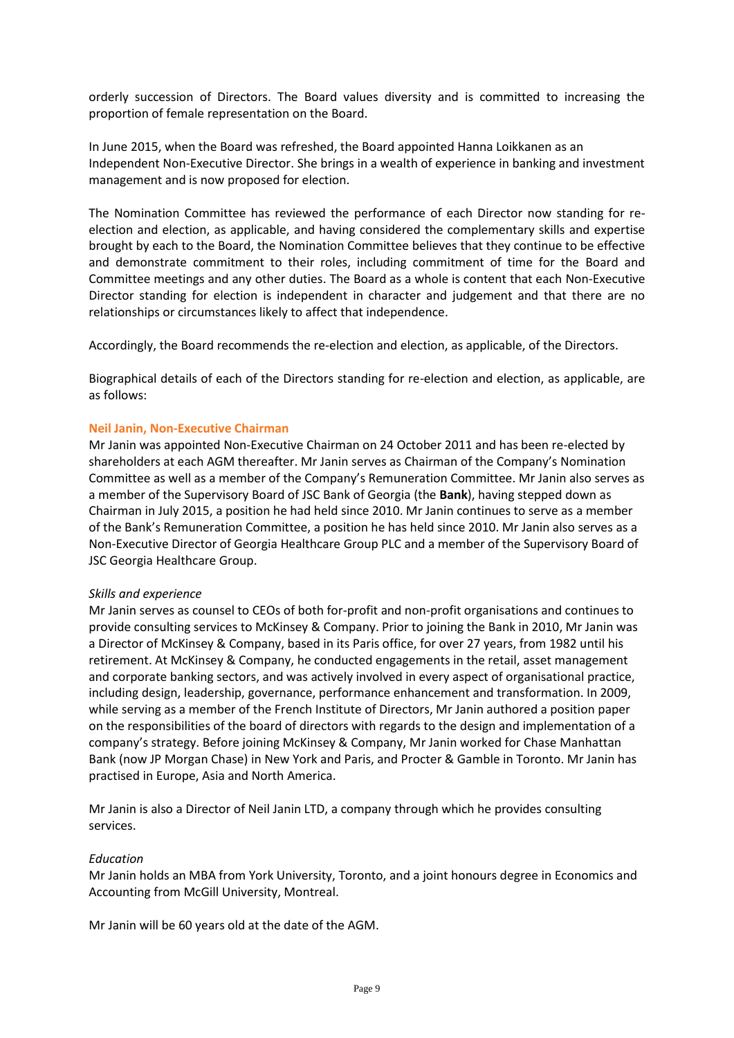orderly succession of Directors. The Board values diversity and is committed to increasing the proportion of female representation on the Board.

In June 2015, when the Board was refreshed, the Board appointed Hanna Loikkanen as an Independent Non-Executive Director. She brings in a wealth of experience in banking and investment management and is now proposed for election.

The Nomination Committee has reviewed the performance of each Director now standing for re-election and election, as applicable, and having considered the complementary skills and expertise brought by each to the Board, the Nomination Committee believes that they continue to be effective and demonstrate commitment to their roles, including commitment of time for the Board and Committee meetings and any other duties. The Board as a whole is content that each Non-Executive Director standing for election is independent in character and judgement and that there are no relationships or circumstances likely to affect that independence.

Accordingly, the Board recommends the re-election and election, as applicable, of the Directors.

Biographical details of each of the Directors standing for re-election and election, as applicable, are as follows:

### Neil Janin, Non-Executive Chairman

Mr Janin was appointed Non-Executive Chairman on 24 October 2011 and has been re-elected by shareholders at each AGM thereafter. Mr Janin serves as Chairman of the Company's Nomination Committee as well as a member of the Company's Remuneration Committee. Mr Janin also serves as a member of the Supervisory Board of JSC Bank of Georgia (the **Bank**), having stepped down as Chairman in July 2015, a position he had held since 2010. Mr Janin continues to serve as a member of the Bank's Remuneration Committee, a position he has held since 2010. Mr Janin also serves as a Non-Executive Director of Georgia Healthcare Group PLC and a member of the Supervisory Board of JSC Georgia Healthcare Group.

*Skills and experience*

Mr Janin serves as counsel to CEOs of both for-profit and non-profit organisations and continues to provide consulting services to McKinsey & Company. Prior to joining the Bank in 2010, Mr Janin was a Director of McKinsey & Company, based in its Paris office, for over 27 years, from 1982 until his retirement. At McKinsey & Company, he conducted engagements in the retail, asset management and corporate banking sectors, and was actively involved in every aspect of organisational practice, including design, leadership, governance, performance enhancement and transformation. In 2009, while serving as a member of the French Institute of Directors, Mr Janin authored a position paper on the responsibilities of the board of directors with regards to the design and implementation of a company's strategy. Before joining McKinsey & Company, Mr Janin worked for Chase Manhattan Bank (now JP Morgan Chase) in New York and Paris, and Procter & Gamble in Toronto. Mr Janin has practised in Europe, Asia and North America.

Mr Janin is also a Director of Neil Janin LTD, a company through which he provides consulting services.

*Education*

Mr Janin holds an MBA from York University, Toronto, and a joint honours degree in Economics and Accounting from McGill University, Montreal.

Mr Janin will be 60 years old at the date of the AGM.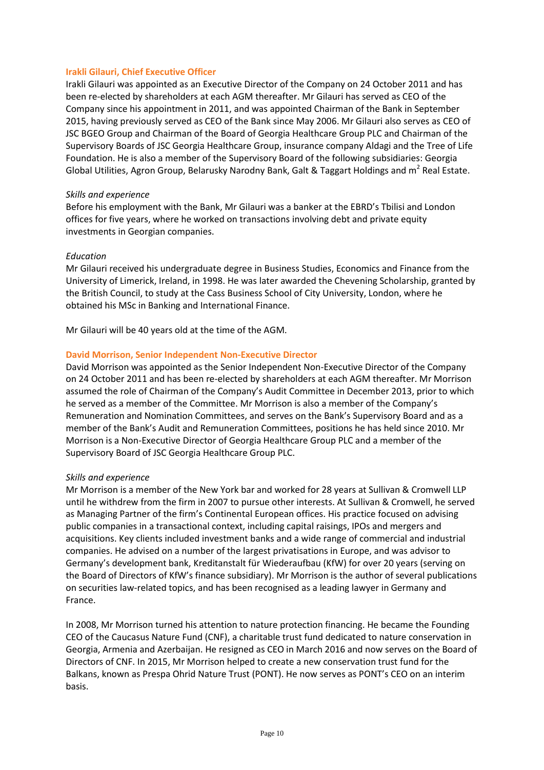### Irakli Gilauri, Chief Executive Officer

Irakli Gilauri was appointed as an Executive Director of the Company on 24 October 2011 and has been re-elected by shareholders at each AGM thereafter. Mr Gilauri has served as CEO of the Company since his appointment in 2011, and was appointed Chairman of the Bank in September 2015, having previously served as CEO of the Bank since May 2006. Mr Gilauri also serves as CEO of JSC BGEO Group and Chairman of the Board of Georgia Healthcare Group PLC and Chairman of the Supervisory Boards of JSC Georgia Healthcare Group, insurance company Aldagi and the Tree of Life Foundation. He is also a member of the Supervisory Board of the following subsidiaries: Georgia Global Utilities, Agron Group, Belarusky Narodny Bank, Galt & Taggart Holdings and $m^2$ Real Estate.

*Skills and experience*

Before his employment with the Bank, Mr Gilauri was a banker at the EBRD's Tbilisi and London offices for five years, where he worked on transactions involving debt and private equity investments in Georgian companies.

*Education*

Mr Gilauri received his undergraduate degree in Business Studies, Economics and Finance from the University of Limerick, Ireland, in 1998. He was later awarded the Chevening Scholarship, granted by the British Council, to study at the Cass Business School of City University, London, where he obtained his MSc in Banking and International Finance.

Mr Gilauri will be 40 years old at the time of the AGM.

### David Morrison, Senior Independent Non-Executive Director

David Morrison was appointed as the Senior Independent Non-Executive Director of the Company on 24 October 2011 and has been re-elected by shareholders at each AGM thereafter. Mr Morrison assumed the role of Chairman of the Company's Audit Committee in December 2013, prior to which he served as a member of the Committee. Mr Morrison is also a member of the Company's Remuneration and Nomination Committees, and serves on the Bank's Supervisory Board and as a member of the Bank's Audit and Remuneration Committees, positions he has held since 2010. Mr Morrison is a Non-Executive Director of Georgia Healthcare Group PLC and a member of the Supervisory Board of JSC Georgia Healthcare Group PLC.

*Skills and experience*

Mr Morrison is a member of the New York bar and worked for 28 years at Sullivan & Cromwell LLP until he withdrew from the firm in 2007 to pursue other interests. At Sullivan & Cromwell, he served as Managing Partner of the firm's Continental European offices. His practice focused on advising public companies in a transactional context, including capital raisings, IPOs and mergers and acquisitions. Key clients included investment banks and a wide range of commercial and industrial companies. He advised on a number of the largest privatisations in Europe, and was advisor to Germany's development bank, Kreditanstalt für Wiederaufbau (KfW) for over 20 years (serving on the Board of Directors of KfW's finance subsidiary). Mr Morrison is the author of several publications on securities law-related topics, and has been recognised as a leading lawyer in Germany and France.

In 2008, Mr Morrison turned his attention to nature protection financing. He became the Founding CEO of the Caucasus Nature Fund (CNF), a charitable trust fund dedicated to nature conservation in Georgia, Armenia and Azerbaijan. He resigned as CEO in March 2016 and now serves on the Board of Directors of CNF. In 2015, Mr Morrison helped to create a new conservation trust fund for the Balkans, known as Prespa Ohrid Nature Trust (PONT). He now serves as PONT's CEO on an interim basis.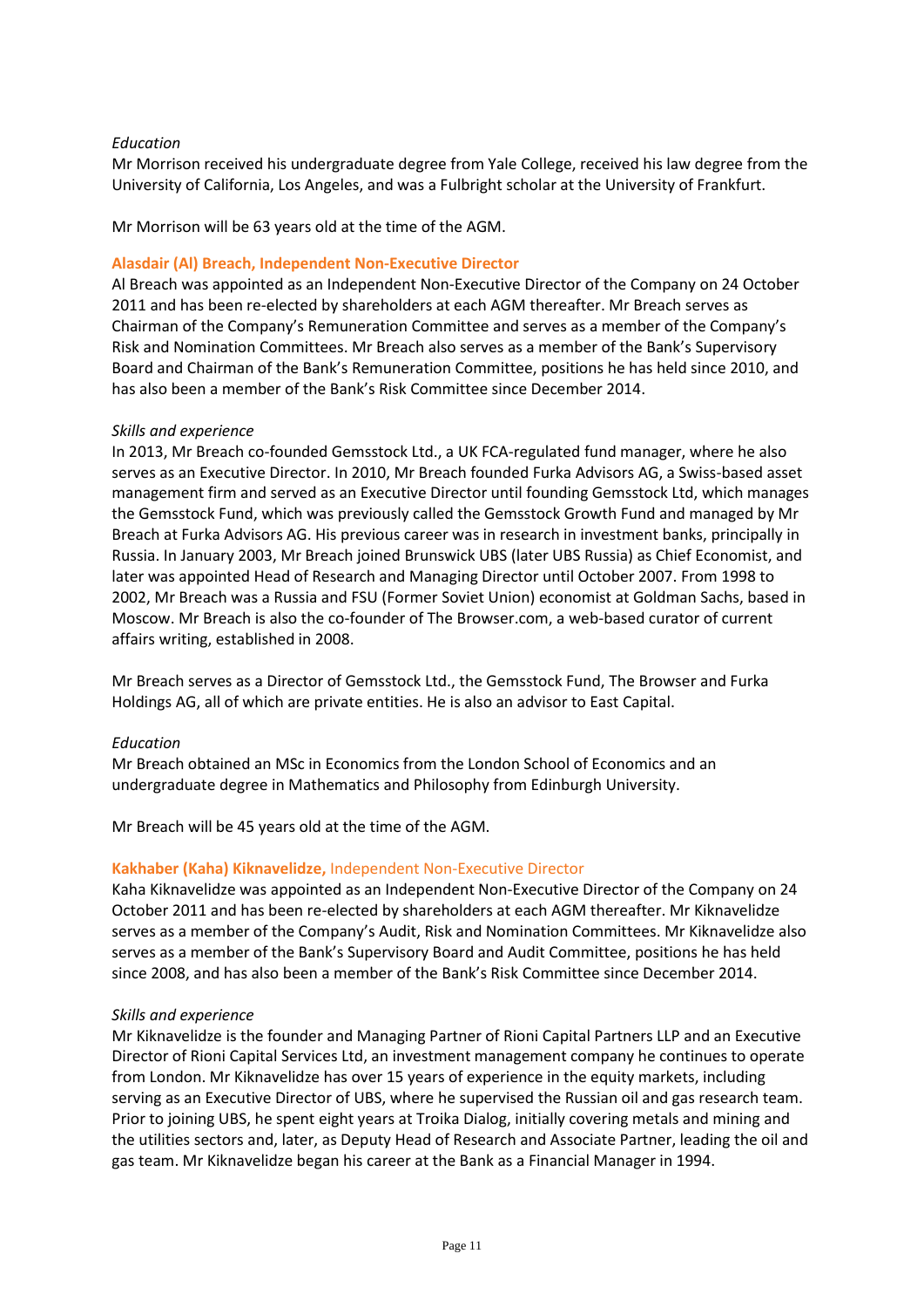*Education*

Mr Morrison received his undergraduate degree from Yale College, received his law degree from the University of California, Los Angeles, and was a Fulbright scholar at the University of Frankfurt.

Mr Morrison will be 63 years old at the time of the AGM.

### Alasdair (Al) Breach, Independent Non-Executive Director

Al Breach was appointed as an Independent Non-Executive Director of the Company on 24 October 2011 and has been re-elected by shareholders at each AGM thereafter. Mr Breach serves as Chairman of the Company's Remuneration Committee and serves as a member of the Company's Risk and Nomination Committees. Mr Breach also serves as a member of the Bank's Supervisory Board and Chairman of the Bank's Remuneration Committee, positions he has held since 2010, and has also been a member of the Bank's Risk Committee since December 2014.

*Skills and experience*

In 2013, Mr Breach co-founded Gemsstock Ltd., a UK FCA-regulated fund manager, where he also serves as an Executive Director. In 2010, Mr Breach founded Furka Advisors AG, a Swiss-based asset management firm and served as an Executive Director until founding Gemsstock Ltd, which manages the Gemsstock Fund, which was previously called the Gemsstock Growth Fund and managed by Mr Breach at Furka Advisors AG. His previous career was in research in investment banks, principally in Russia. In January 2003, Mr Breach joined Brunswick UBS (later UBS Russia) as Chief Economist, and later was appointed Head of Research and Managing Director until October 2007. From 1998 to 2002, Mr Breach was a Russia and FSU (Former Soviet Union) economist at Goldman Sachs, based in Moscow. Mr Breach is also the co-founder of The Browser.com, a web-based curator of current affairs writing, established in 2008.

Mr Breach serves as a Director of Gemsstock Ltd., the Gemsstock Fund, The Browser and Furka Holdings AG, all of which are private entities. He is also an advisor to East Capital.

*Education*

Mr Breach obtained an MSc in Economics from the London School of Economics and an undergraduate degree in Mathematics and Philosophy from Edinburgh University.

Mr Breach will be 45 years old at the time of the AGM.

### Kakhaber (Kaha) Kiknavelidze, Independent Non-Executive Director

Kaha Kiknavelidze was appointed as an Independent Non-Executive Director of the Company on 24 October 2011 and has been re-elected by shareholders at each AGM thereafter. Mr Kiknavelidze serves as a member of the Company's Audit, Risk and Nomination Committees. Mr Kiknavelidze also serves as a member of the Bank's Supervisory Board and Audit Committee, positions he has held since 2008, and has also been a member of the Bank's Risk Committee since December 2014.

*Skills and experience*

Mr Kiknavelidze is the founder and Managing Partner of Rioni Capital Partners LLP and an Executive Director of Rioni Capital Services Ltd, an investment management company he continues to operate from London. Mr Kiknavelidze has over 15 years of experience in the equity markets, including serving as an Executive Director of UBS, where he supervised the Russian oil and gas research team. Prior to joining UBS, he spent eight years at Troika Dialog, initially covering metals and mining and the utilities sectors and, later, as Deputy Head of Research and Associate Partner, leading the oil and gas team. Mr Kiknavelidze began his career at the Bank as a Financial Manager in 1994.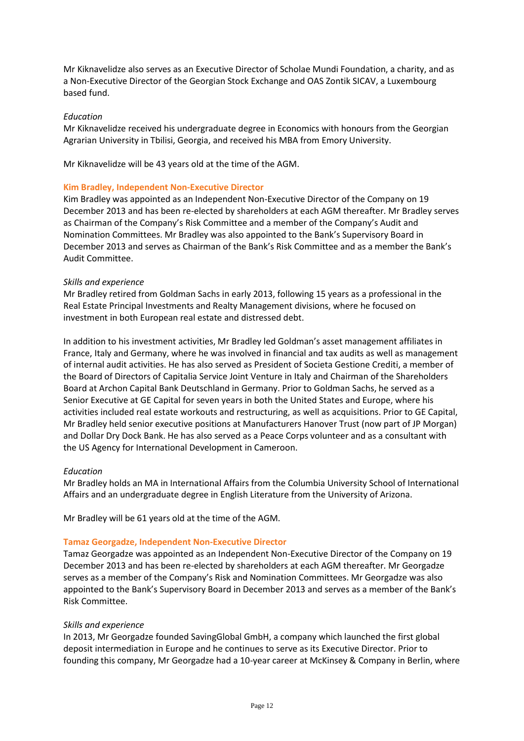Mr Kiknavelidze also serves as an Executive Director of Scholae Mundi Foundation, a charity, and as a Non-Executive Director of the Georgian Stock Exchange and OAS Zontik SICAV, a Luxembourg based fund.

*Education*

Mr Kiknavelidze received his undergraduate degree in Economics with honours from the Georgian Agrarian University in Tbilisi, Georgia, and received his MBA from Emory University.

Mr Kiknavelidze will be 43 years old at the time of the AGM.

### Kim Bradley, Independent Non-Executive Director

Kim Bradley was appointed as an Independent Non-Executive Director of the Company on 19 December 2013 and has been re-elected by shareholders at each AGM thereafter. Mr Bradley serves as Chairman of the Company's Risk Committee and a member of the Company's Audit and Nomination Committees. Mr Bradley was also appointed to the Bank's Supervisory Board in December 2013 and serves as Chairman of the Bank's Risk Committee and as a member the Bank's Audit Committee.

*Skills and experience*

Mr Bradley retired from Goldman Sachs in early 2013, following 15 years as a professional in the Real Estate Principal Investments and Realty Management divisions, where he focused on investment in both European real estate and distressed debt.

In addition to his investment activities, Mr Bradley led Goldman's asset management affiliates in France, Italy and Germany, where he was involved in financial and tax audits as well as management of internal audit activities. He has also served as President of Societa Gestione Crediti, a member of the Board of Directors of Capitalia Service Joint Venture in Italy and Chairman of the Shareholders Board at Archon Capital Bank Deutschland in Germany. Prior to Goldman Sachs, he served as a Senior Executive at GE Capital for seven years in both the United States and Europe, where his activities included real estate workouts and restructuring, as well as acquisitions. Prior to GE Capital, Mr Bradley held senior executive positions at Manufacturers Hanover Trust (now part of JP Morgan) and Dollar Dry Dock Bank. He has also served as a Peace Corps volunteer and as a consultant with the US Agency for International Development in Cameroon.

*Education*

Mr Bradley holds an MA in International Affairs from the Columbia University School of International Affairs and an undergraduate degree in English Literature from the University of Arizona.

Mr Bradley will be 61 years old at the time of the AGM.

### Tamaz Georgadze, Independent Non-Executive Director

Tamaz Georgadze was appointed as an Independent Non-Executive Director of the Company on 19 December 2013 and has been re-elected by shareholders at each AGM thereafter. Mr Georgadze serves as a member of the Company's Risk and Nomination Committees. Mr Georgadze was also appointed to the Bank's Supervisory Board in December 2013 and serves as a member of the Bank's Risk Committee.

*Skills and experience*

In 2013, Mr Georgadze founded SavingGlobal GmbH, a company which launched the first global deposit intermediation in Europe and he continues to serve as its Executive Director. Prior to founding this company, Mr Georgadze had a 10-year career at McKinsey & Company in Berlin, where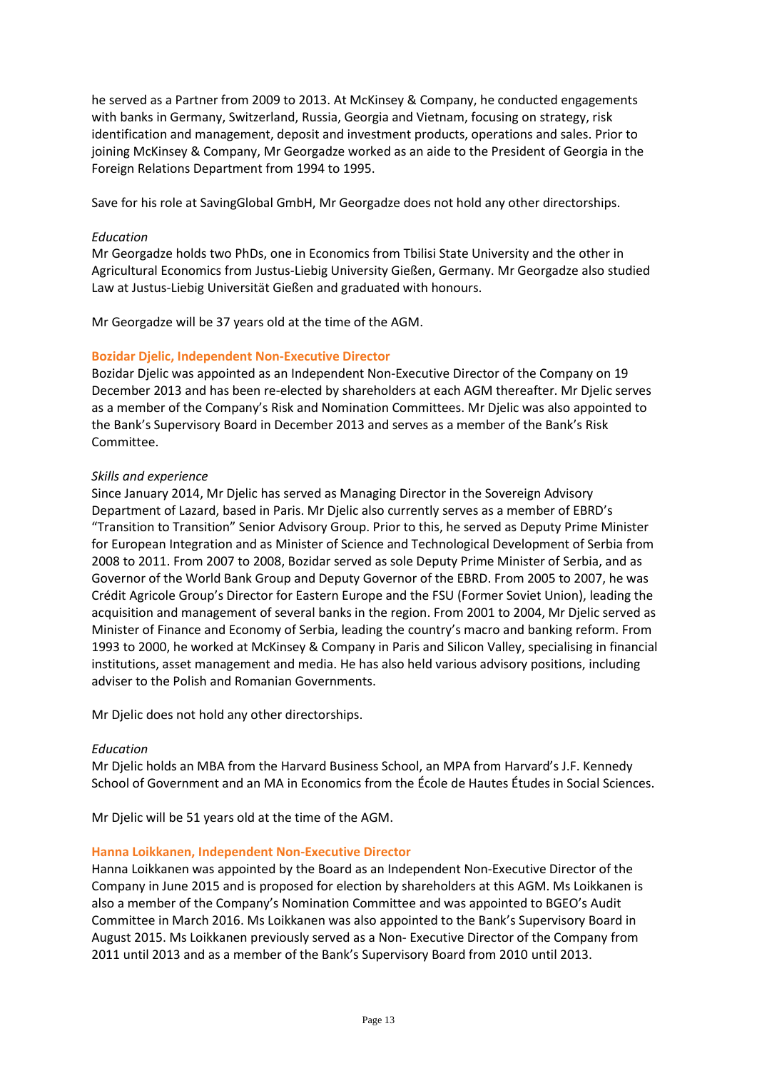he served as a Partner from 2009 to 2013. At McKinsey & Company, he conducted engagements with banks in Germany, Switzerland, Russia, Georgia and Vietnam, focusing on strategy, risk identification and management, deposit and investment products, operations and sales. Prior to joining McKinsey & Company, Mr Georgadze worked as an aide to the President of Georgia in the Foreign Relations Department from 1994 to 1995.

Save for his role at SavingGlobal GmbH, Mr Georgadze does not hold any other directorships.

*Education*
Mr Georgadze holds two PhDs, one in Economics from Tbilisi State University and the other in Agricultural Economics from Justus-Liebig University Gießen, Germany. Mr Georgadze also studied Law at Justus-Liebig Universität Gießen and graduated with honours.

Mr Georgadze will be 37 years old at the time of the AGM.

### Bozidar Djelic, Independent Non-Executive Director

Bozidar Djelic was appointed as an Independent Non-Executive Director of the Company on 19 December 2013 and has been re-elected by shareholders at each AGM thereafter. Mr Djelic serves as a member of the Company's Risk and Nomination Committees. Mr Djelic was also appointed to the Bank's Supervisory Board in December 2013 and serves as a member of the Bank's Risk Committee.

*Skills and experience*
Since January 2014, Mr Djelic has served as Managing Director in the Sovereign Advisory Department of Lazard, based in Paris. Mr Djelic also currently serves as a member of EBRD's "Transition to Transition" Senior Advisory Group. Prior to this, he served as Deputy Prime Minister for European Integration and as Minister of Science and Technological Development of Serbia from 2008 to 2011. From 2007 to 2008, Bozidar served as sole Deputy Prime Minister of Serbia, and as Governor of the World Bank Group and Deputy Governor of the EBRD. From 2005 to 2007, he was Crédit Agricole Group's Director for Eastern Europe and the FSU (Former Soviet Union), leading the acquisition and management of several banks in the region. From 2001 to 2004, Mr Djelic served as Minister of Finance and Economy of Serbia, leading the country's macro and banking reform. From 1993 to 2000, he worked at McKinsey & Company in Paris and Silicon Valley, specialising in financial institutions, asset management and media. He has also held various advisory positions, including adviser to the Polish and Romanian Governments.

Mr Djelic does not hold any other directorships.

*Education*
Mr Djelic holds an MBA from the Harvard Business School, an MPA from Harvard's J.F. Kennedy School of Government and an MA in Economics from the École de Hautes Études in Social Sciences.

Mr Djelic will be 51 years old at the time of the AGM.

### Hanna Loikkanen, Independent Non-Executive Director

Hanna Loikkanen was appointed by the Board as an Independent Non-Executive Director of the Company in June 2015 and is proposed for election by shareholders at this AGM. Ms Loikkanen is also a member of the Company's Nomination Committee and was appointed to BGEO's Audit Committee in March 2016. Ms Loikkanen was also appointed to the Bank's Supervisory Board in August 2015. Ms Loikkanen previously served as a Non- Executive Director of the Company from 2011 until 2013 and as a member of the Bank's Supervisory Board from 2010 until 2013.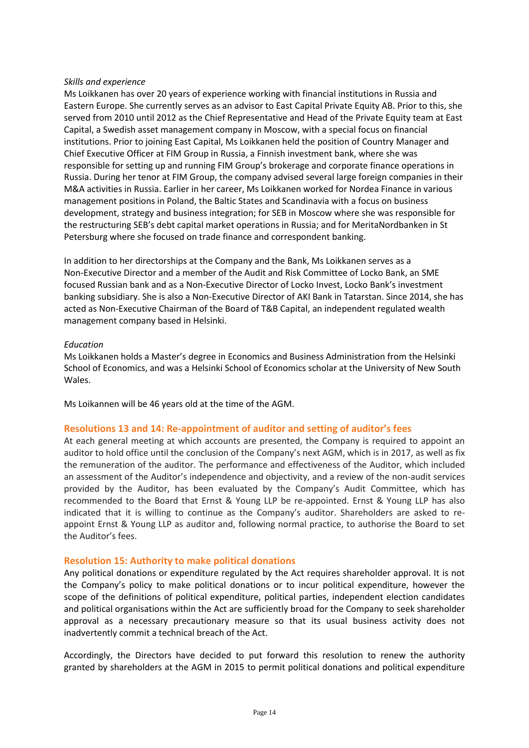*Skills and experience*

Ms Loikkanen has over 20 years of experience working with financial institutions in Russia and Eastern Europe. She currently serves as an advisor to East Capital Private Equity AB. Prior to this, she served from 2010 until 2012 as the Chief Representative and Head of the Private Equity team at East Capital, a Swedish asset management company in Moscow, with a special focus on financial institutions. Prior to joining East Capital, Ms Loikkanen held the position of Country Manager and Chief Executive Officer at FIM Group in Russia, a Finnish investment bank, where she was responsible for setting up and running FIM Group's brokerage and corporate finance operations in Russia. During her tenor at FIM Group, the company advised several large foreign companies in their M&A activities in Russia. Earlier in her career, Ms Loikkanen worked for Nordea Finance in various management positions in Poland, the Baltic States and Scandinavia with a focus on business development, strategy and business integration; for SEB in Moscow where she was responsible for the restructuring SEB's debt capital market operations in Russia; and for MeritaNordbanken in St Petersburg where she focused on trade finance and correspondent banking.

In addition to her directorships at the Company and the Bank, Ms Loikkanen serves as a Non-Executive Director and a member of the Audit and Risk Committee of Locko Bank, an SME focused Russian bank and as a Non-Executive Director of Locko Invest, Locko Bank's investment banking subsidiary. She is also a Non-Executive Director of AKI Bank in Tatarstan. Since 2014, she has acted as Non-Executive Chairman of the Board of T&B Capital, an independent regulated wealth management company based in Helsinki.

*Education*

Ms Loikkanen holds a Master's degree in Economics and Business Administration from the Helsinki School of Economics, and was a Helsinki School of Economics scholar at the University of New South Wales.

Ms Loikannen will be 46 years old at the time of the AGM.

## Resolutions 13 and 14: Re-appointment of auditor and setting of auditor's fees

At each general meeting at which accounts are presented, the Company is required to appoint an auditor to hold office until the conclusion of the Company's next AGM, which is in 2017, as well as fix the remuneration of the auditor. The performance and effectiveness of the Auditor, which included an assessment of the Auditor's independence and objectivity, and a review of the non-audit services provided by the Auditor, has been evaluated by the Company's Audit Committee, which has recommended to the Board that Ernst & Young LLP be re-appointed. Ernst & Young LLP has also indicated that it is willing to continue as the Company's auditor. Shareholders are asked to re-appoint Ernst & Young LLP as auditor and, following normal practice, to authorise the Board to set the Auditor's fees.

## Resolution 15: Authority to make political donations

Any political donations or expenditure regulated by the Act requires shareholder approval. It is not the Company's policy to make political donations or to incur political expenditure, however the scope of the definitions of political expenditure, political parties, independent election candidates and political organisations within the Act are sufficiently broad for the Company to seek shareholder approval as a necessary precautionary measure so that its usual business activity does not inadvertently commit a technical breach of the Act.

Accordingly, the Directors have decided to put forward this resolution to renew the authority granted by shareholders at the AGM in 2015 to permit political donations and political expenditure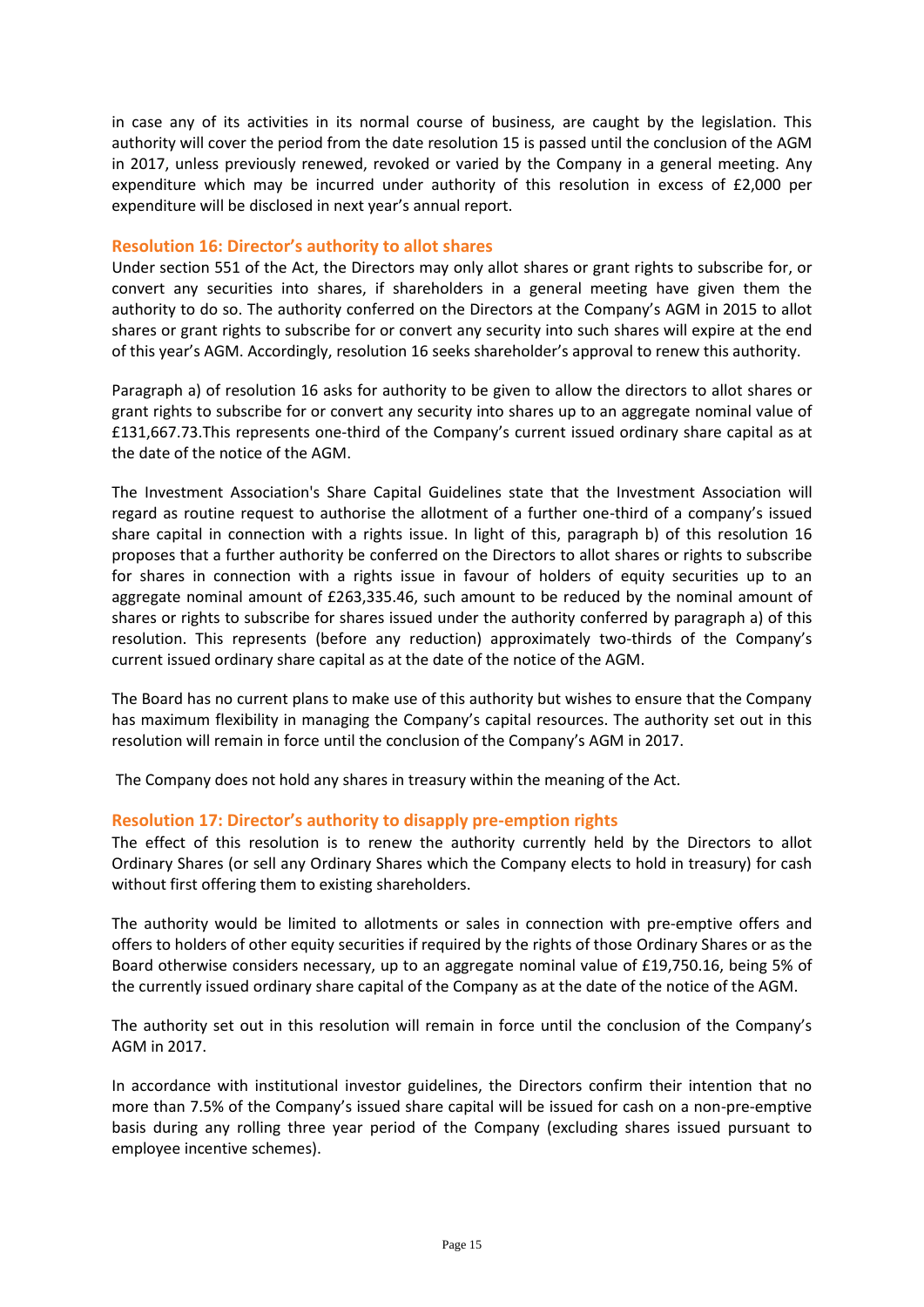in case any of its activities in its normal course of business, are caught by the legislation. This authority will cover the period from the date resolution 15 is passed until the conclusion of the AGM in 2017, unless previously renewed, revoked or varied by the Company in a general meeting. Any expenditure which may be incurred under authority of this resolution in excess of £2,000 per expenditure will be disclosed in next year's annual report.

### Resolution 16: Director's authority to allot shares

Under section 551 of the Act, the Directors may only allot shares or grant rights to subscribe for, or convert any securities into shares, if shareholders in a general meeting have given them the authority to do so. The authority conferred on the Directors at the Company's AGM in 2015 to allot shares or grant rights to subscribe for or convert any security into such shares will expire at the end of this year's AGM. Accordingly, resolution 16 seeks shareholder's approval to renew this authority.

Paragraph a) of resolution 16 asks for authority to be given to allow the directors to allot shares or grant rights to subscribe for or convert any security into shares up to an aggregate nominal value of £131,667.73.This represents one-third of the Company's current issued ordinary share capital as at the date of the notice of the AGM.

The Investment Association's Share Capital Guidelines state that the Investment Association will regard as routine request to authorise the allotment of a further one-third of a company's issued share capital in connection with a rights issue. In light of this, paragraph b) of this resolution 16 proposes that a further authority be conferred on the Directors to allot shares or rights to subscribe for shares in connection with a rights issue in favour of holders of equity securities up to an aggregate nominal amount of £263,335.46, such amount to be reduced by the nominal amount of shares or rights to subscribe for shares issued under the authority conferred by paragraph a) of this resolution. This represents (before any reduction) approximately two-thirds of the Company's current issued ordinary share capital as at the date of the notice of the AGM.

The Board has no current plans to make use of this authority but wishes to ensure that the Company has maximum flexibility in managing the Company's capital resources. The authority set out in this resolution will remain in force until the conclusion of the Company's AGM in 2017.

The Company does not hold any shares in treasury within the meaning of the Act.

### Resolution 17: Director's authority to disapply pre-emption rights

The effect of this resolution is to renew the authority currently held by the Directors to allot Ordinary Shares (or sell any Ordinary Shares which the Company elects to hold in treasury) for cash without first offering them to existing shareholders.

The authority would be limited to allotments or sales in connection with pre-emptive offers and offers to holders of other equity securities if required by the rights of those Ordinary Shares or as the Board otherwise considers necessary, up to an aggregate nominal value of £19,750.16, being 5% of the currently issued ordinary share capital of the Company as at the date of the notice of the AGM.

The authority set out in this resolution will remain in force until the conclusion of the Company's AGM in 2017.

In accordance with institutional investor guidelines, the Directors confirm their intention that no more than 7.5% of the Company's issued share capital will be issued for cash on a non-pre-emptive basis during any rolling three year period of the Company (excluding shares issued pursuant to employee incentive schemes).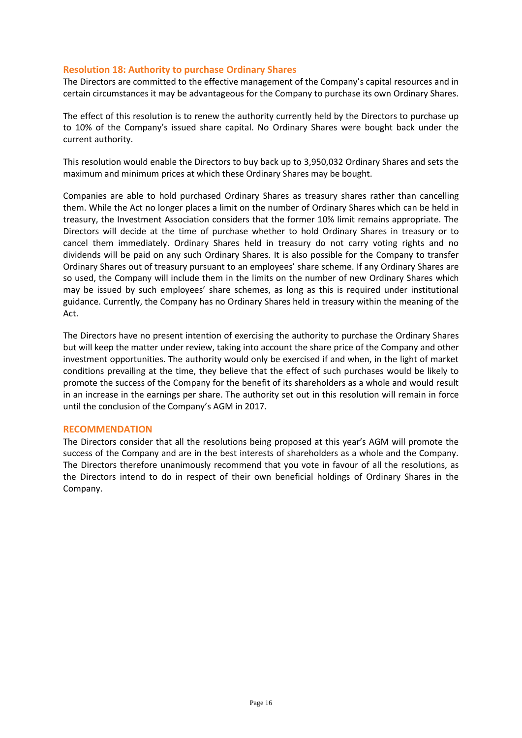### Resolution 18: Authority to purchase Ordinary Shares

The Directors are committed to the effective management of the Company's capital resources and in certain circumstances it may be advantageous for the Company to purchase its own Ordinary Shares.

The effect of this resolution is to renew the authority currently held by the Directors to purchase up to 10% of the Company's issued share capital. No Ordinary Shares were bought back under the current authority.

This resolution would enable the Directors to buy back up to 3,950,032 Ordinary Shares and sets the maximum and minimum prices at which these Ordinary Shares may be bought.

Companies are able to hold purchased Ordinary Shares as treasury shares rather than cancelling them. While the Act no longer places a limit on the number of Ordinary Shares which can be held in treasury, the Investment Association considers that the former 10% limit remains appropriate. The Directors will decide at the time of purchase whether to hold Ordinary Shares in treasury or to cancel them immediately. Ordinary Shares held in treasury do not carry voting rights and no dividends will be paid on any such Ordinary Shares. It is also possible for the Company to transfer Ordinary Shares out of treasury pursuant to an employees' share scheme. If any Ordinary Shares are so used, the Company will include them in the limits on the number of new Ordinary Shares which may be issued by such employees' share schemes, as long as this is required under institutional guidance. Currently, the Company has no Ordinary Shares held in treasury within the meaning of the Act.

The Directors have no present intention of exercising the authority to purchase the Ordinary Shares but will keep the matter under review, taking into account the share price of the Company and other investment opportunities. The authority would only be exercised if and when, in the light of market conditions prevailing at the time, they believe that the effect of such purchases would be likely to promote the success of the Company for the benefit of its shareholders as a whole and would result in an increase in the earnings per share. The authority set out in this resolution will remain in force until the conclusion of the Company's AGM in 2017.

### RECOMMENDATION

The Directors consider that all the resolutions being proposed at this year's AGM will promote the success of the Company and are in the best interests of shareholders as a whole and the Company. The Directors therefore unanimously recommend that you vote in favour of all the resolutions, as the Directors intend to do in respect of their own beneficial holdings of Ordinary Shares in the Company.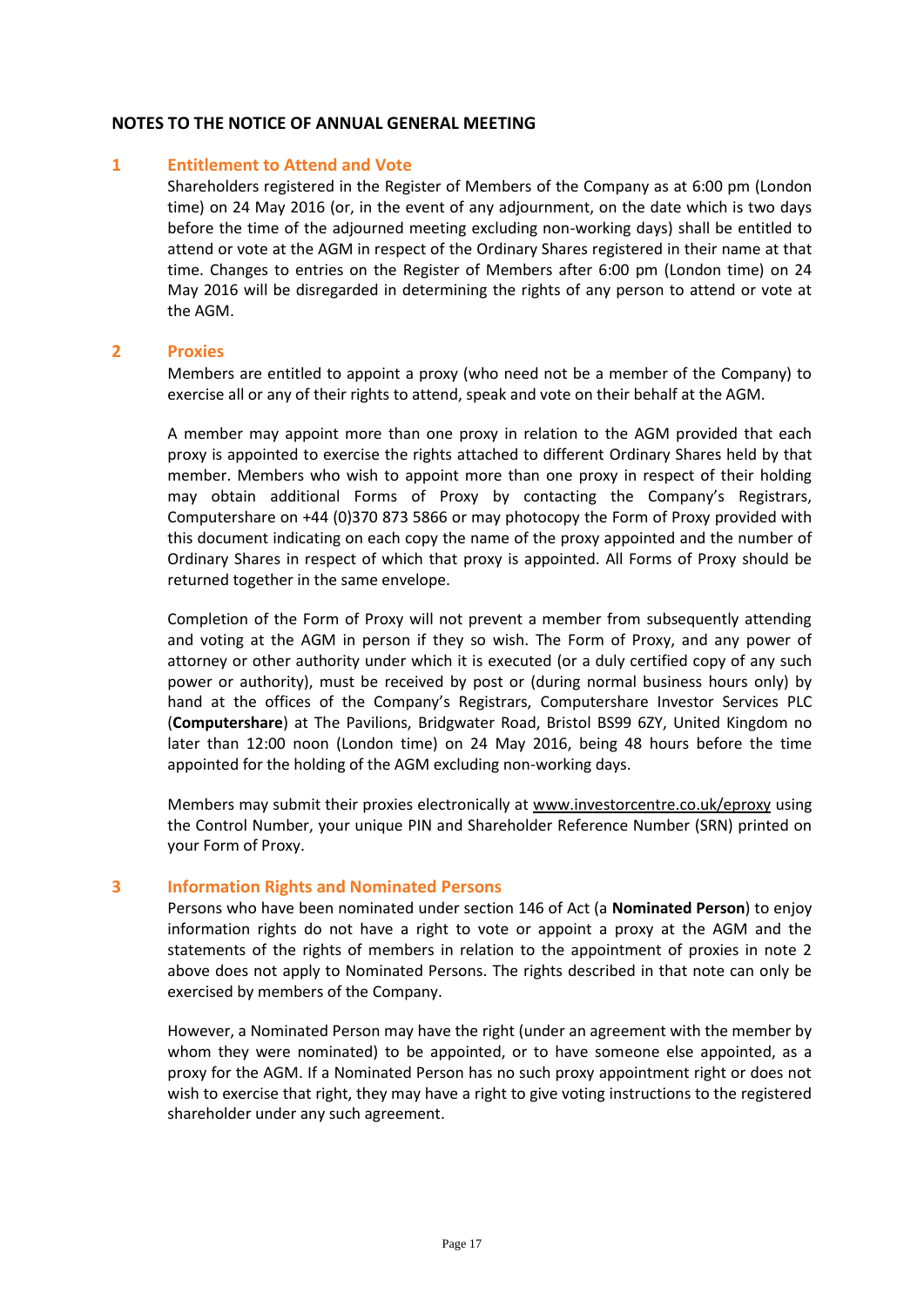## NOTES TO THE NOTICE OF ANNUAL GENERAL MEETING

### 1 Entitlement to Attend and Vote

Shareholders registered in the Register of Members of the Company as at 6:00 pm (London time) on 24 May 2016 (or, in the event of any adjournment, on the date which is two days before the time of the adjourned meeting excluding non-working days) shall be entitled to attend or vote at the AGM in respect of the Ordinary Shares registered in their name at that time. Changes to entries on the Register of Members after 6:00 pm (London time) on 24 May 2016 will be disregarded in determining the rights of any person to attend or vote at the AGM.

### 2 Proxies

Members are entitled to appoint a proxy (who need not be a member of the Company) to exercise all or any of their rights to attend, speak and vote on their behalf at the AGM.

A member may appoint more than one proxy in relation to the AGM provided that each proxy is appointed to exercise the rights attached to different Ordinary Shares held by that member. Members who wish to appoint more than one proxy in respect of their holding may obtain additional Forms of Proxy by contacting the Company's Registrars, Computershare on +44 (0)370 873 5866 or may photocopy the Form of Proxy provided with this document indicating on each copy the name of the proxy appointed and the number of Ordinary Shares in respect of which that proxy is appointed. All Forms of Proxy should be returned together in the same envelope.

Completion of the Form of Proxy will not prevent a member from subsequently attending and voting at the AGM in person if they so wish. The Form of Proxy, and any power of attorney or other authority under which it is executed (or a duly certified copy of any such power or authority), must be received by post or (during normal business hours only) by hand at the offices of the Company's Registrars, Computershare Investor Services PLC (**Computershare**) at The Pavilions, Bridgwater Road, Bristol BS99 6ZY, United Kingdom no later than 12:00 noon (London time) on 24 May 2016, being 48 hours before the time appointed for the holding of the AGM excluding non-working days.

Members may submit their proxies electronically at www.investorcentre.co.uk/eproxy using the Control Number, your unique PIN and Shareholder Reference Number (SRN) printed on your Form of Proxy.

### 3 Information Rights and Nominated Persons

Persons who have been nominated under section 146 of Act (a **Nominated Person**) to enjoy information rights do not have a right to vote or appoint a proxy at the AGM and the statements of the rights of members in relation to the appointment of proxies in note 2 above does not apply to Nominated Persons. The rights described in that note can only be exercised by members of the Company.

However, a Nominated Person may have the right (under an agreement with the member by whom they were nominated) to be appointed, or to have someone else appointed, as a proxy for the AGM. If a Nominated Person has no such proxy appointment right or does not wish to exercise that right, they may have a right to give voting instructions to the registered shareholder under any such agreement.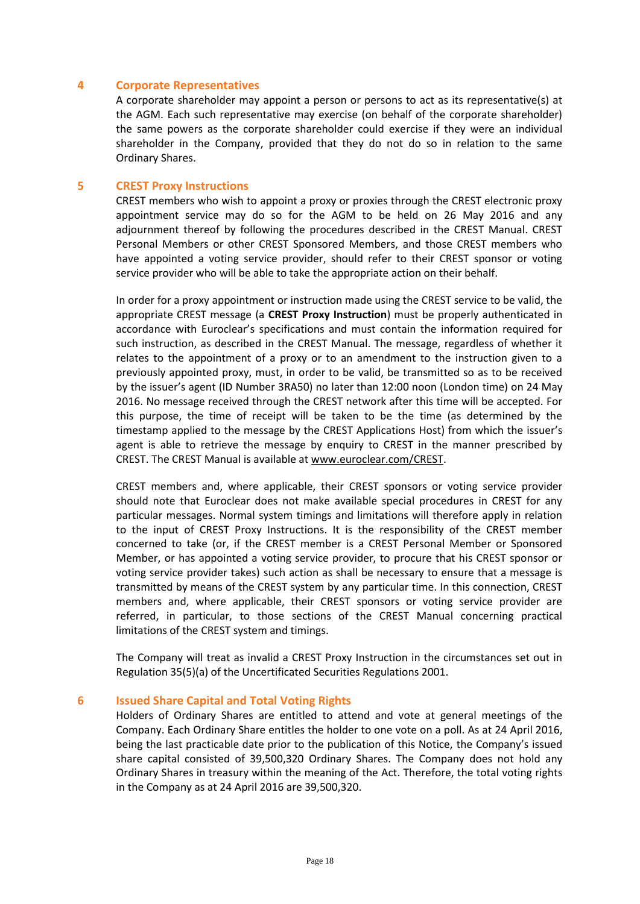## 4 Corporate Representatives

A corporate shareholder may appoint a person or persons to act as its representative(s) at the AGM. Each such representative may exercise (on behalf of the corporate shareholder) the same powers as the corporate shareholder could exercise if they were an individual shareholder in the Company, provided that they do not do so in relation to the same Ordinary Shares.

## 5 CREST Proxy Instructions

CREST members who wish to appoint a proxy or proxies through the CREST electronic proxy appointment service may do so for the AGM to be held on 26 May 2016 and any adjournment thereof by following the procedures described in the CREST Manual. CREST Personal Members or other CREST Sponsored Members, and those CREST members who have appointed a voting service provider, should refer to their CREST sponsor or voting service provider who will be able to take the appropriate action on their behalf.

In order for a proxy appointment or instruction made using the CREST service to be valid, the appropriate CREST message (a **CREST Proxy Instruction**) must be properly authenticated in accordance with Euroclear's specifications and must contain the information required for such instruction, as described in the CREST Manual. The message, regardless of whether it relates to the appointment of a proxy or to an amendment to the instruction given to a previously appointed proxy, must, in order to be valid, be transmitted so as to be received by the issuer's agent (ID Number 3RA50) no later than 12:00 noon (London time) on 24 May 2016. No message received through the CREST network after this time will be accepted. For this purpose, the time of receipt will be taken to be the time (as determined by the timestamp applied to the message by the CREST Applications Host) from which the issuer's agent is able to retrieve the message by enquiry to CREST in the manner prescribed by CREST. The CREST Manual is available at www.euroclear.com/CREST.

CREST members and, where applicable, their CREST sponsors or voting service provider should note that Euroclear does not make available special procedures in CREST for any particular messages. Normal system timings and limitations will therefore apply in relation to the input of CREST Proxy Instructions. It is the responsibility of the CREST member concerned to take (or, if the CREST member is a CREST Personal Member or Sponsored Member, or has appointed a voting service provider, to procure that his CREST sponsor or voting service provider takes) such action as shall be necessary to ensure that a message is transmitted by means of the CREST system by any particular time. In this connection, CREST members and, where applicable, their CREST sponsors or voting service provider are referred, in particular, to those sections of the CREST Manual concerning practical limitations of the CREST system and timings.

The Company will treat as invalid a CREST Proxy Instruction in the circumstances set out in Regulation 35(5)(a) of the Uncertificated Securities Regulations 2001.

## 6 Issued Share Capital and Total Voting Rights

Holders of Ordinary Shares are entitled to attend and vote at general meetings of the Company. Each Ordinary Share entitles the holder to one vote on a poll. As at 24 April 2016, being the last practicable date prior to the publication of this Notice, the Company's issued share capital consisted of 39,500,320 Ordinary Shares. The Company does not hold any Ordinary Shares in treasury within the meaning of the Act. Therefore, the total voting rights in the Company as at 24 April 2016 are 39,500,320.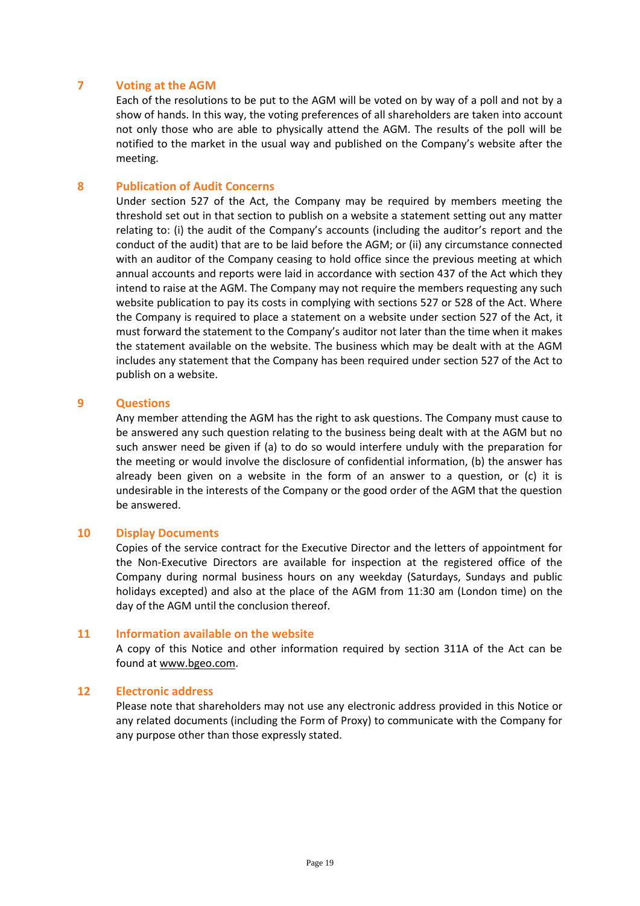## 7 Voting at the AGM

Each of the resolutions to be put to the AGM will be voted on by way of a poll and not by a show of hands. In this way, the voting preferences of all shareholders are taken into account not only those who are able to physically attend the AGM. The results of the poll will be notified to the market in the usual way and published on the Company's website after the meeting.

## 8 Publication of Audit Concerns

Under section 527 of the Act, the Company may be required by members meeting the threshold set out in that section to publish on a website a statement setting out any matter relating to: (i) the audit of the Company's accounts (including the auditor's report and the conduct of the audit) that are to be laid before the AGM; or (ii) any circumstance connected with an auditor of the Company ceasing to hold office since the previous meeting at which annual accounts and reports were laid in accordance with section 437 of the Act which they intend to raise at the AGM. The Company may not require the members requesting any such website publication to pay its costs in complying with sections 527 or 528 of the Act. Where the Company is required to place a statement on a website under section 527 of the Act, it must forward the statement to the Company's auditor not later than the time when it makes the statement available on the website. The business which may be dealt with at the AGM includes any statement that the Company has been required under section 527 of the Act to publish on a website.

## 9 Questions

Any member attending the AGM has the right to ask questions. The Company must cause to be answered any such question relating to the business being dealt with at the AGM but no such answer need be given if (a) to do so would interfere unduly with the preparation for the meeting or would involve the disclosure of confidential information, (b) the answer has already been given on a website in the form of an answer to a question, or (c) it is undesirable in the interests of the Company or the good order of the AGM that the question be answered.

## 10 Display Documents

Copies of the service contract for the Executive Director and the letters of appointment for the Non-Executive Directors are available for inspection at the registered office of the Company during normal business hours on any weekday (Saturdays, Sundays and public holidays excepted) and also at the place of the AGM from 11:30 am (London time) on the day of the AGM until the conclusion thereof.

## 11 Information available on the website

A copy of this Notice and other information required by section 311A of the Act can be found at www.bgeo.com.

## 12 Electronic address

Please note that shareholders may not use any electronic address provided in this Notice or any related documents (including the Form of Proxy) to communicate with the Company for any purpose other than those expressly stated.